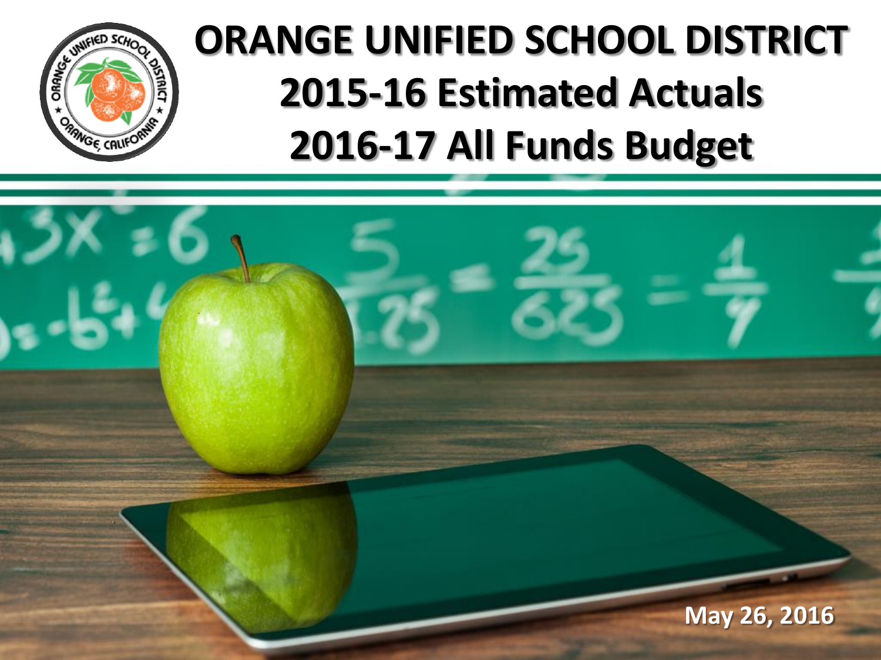# ORANGE UNIFIED SCHOOL DISTRICT
# 2015-16 Estimated Actuals
# 2016-17 All Funds Budget

May 26, 2016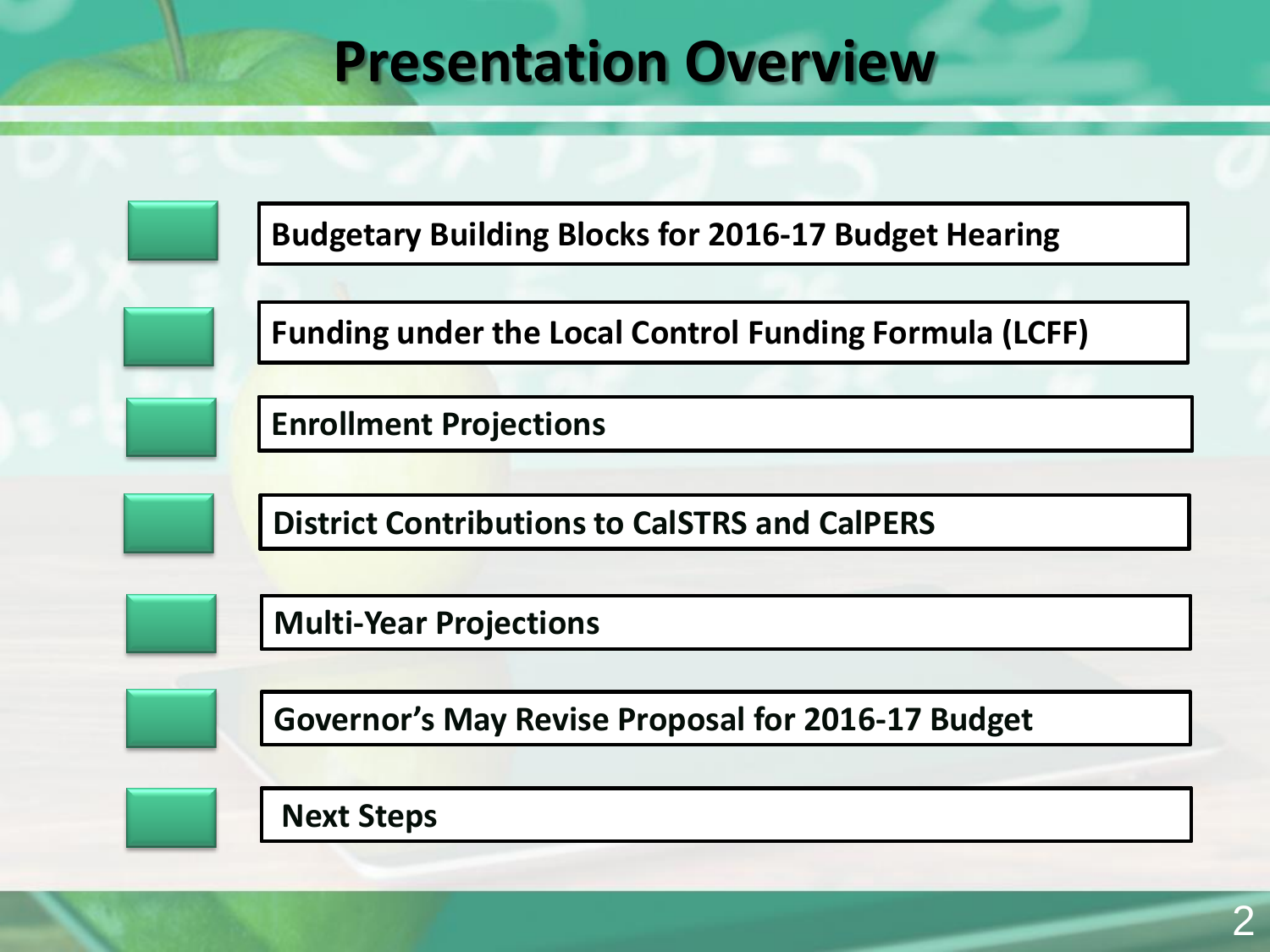# Presentation Overview

- Budgetary Building Blocks for 2016-17 Budget Hearing
- Funding under the Local Control Funding Formula (LCFF)
- Enrollment Projections
- District Contributions to CalSTRS and CalPERS
- Multi-Year Projections
- Governor's May Revise Proposal for 2016-17 Budget
- Next Steps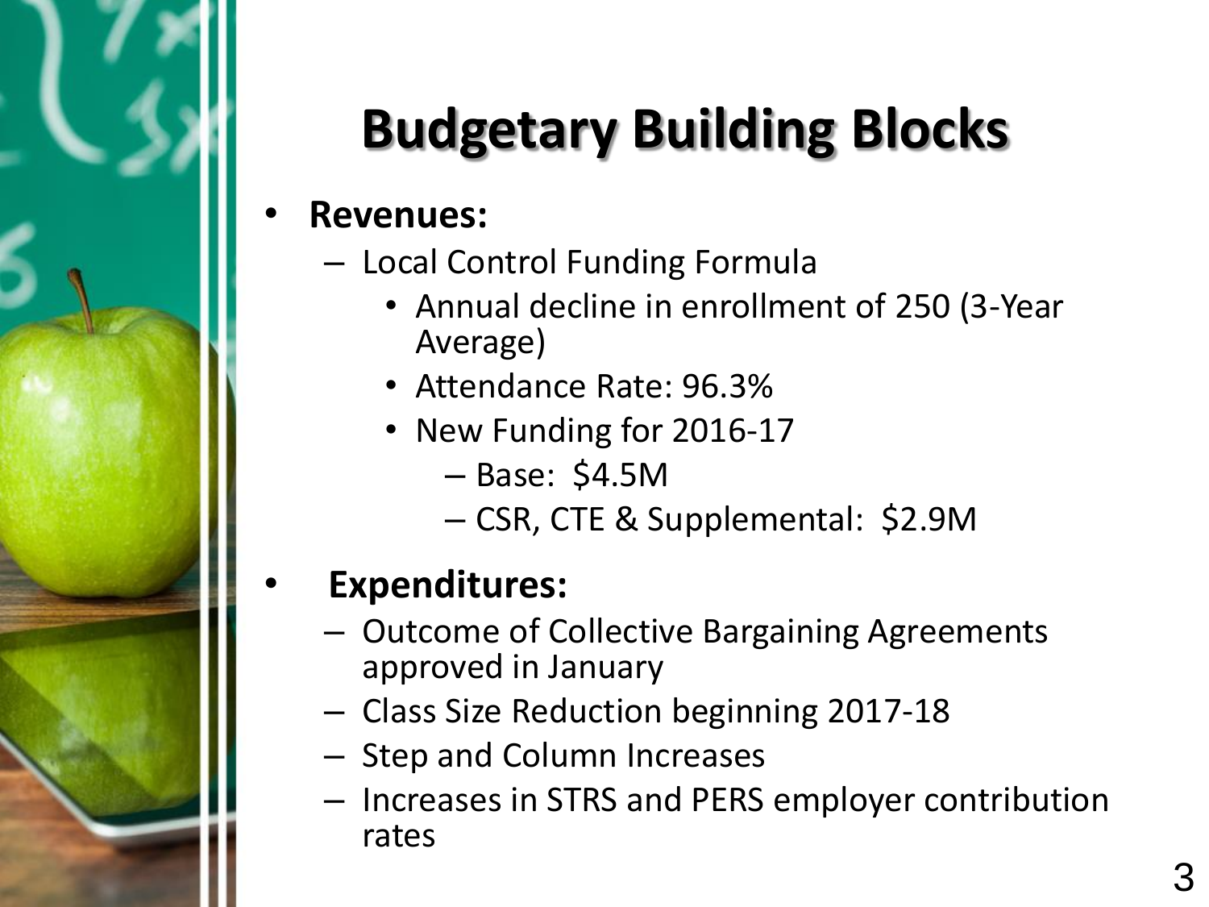# Budgetary Building Blocks

- **Revenues:**
  - Local Control Funding Formula
    - Annual decline in enrollment of 250 (3-Year Average)
    - Attendance Rate: 96.3%
    - New Funding for 2016-17
      - Base: $4.5M
      - CSR, CTE & Supplemental: $2.9M
- **Expenditures:**
  - Outcome of Collective Bargaining Agreements approved in January
  - Class Size Reduction beginning 2017-18
  - Step and Column Increases
  - Increases in STRS and PERS employer contribution rates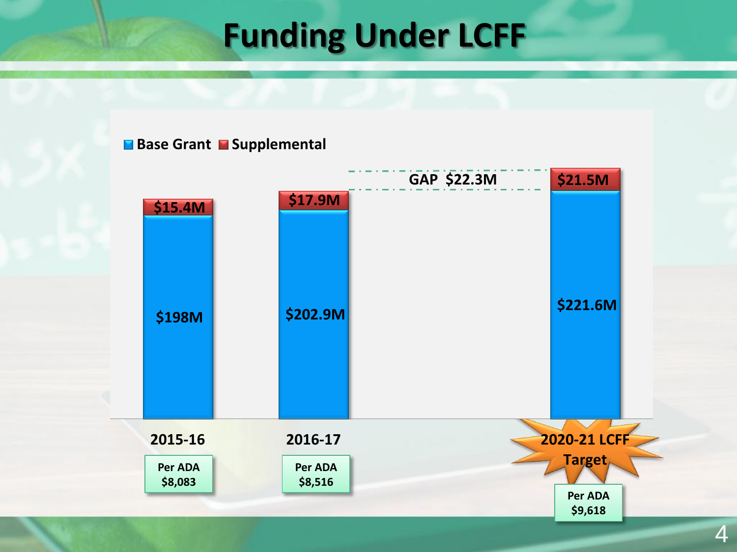# Funding Under LCFF

■ Base Grant ■ Supplemental

| | 2015-16 | 2016-17 | 2020-21 LCFF Target |
|---|---|---|---|
| Supplemental | $15.4M | $17.9M | $21.5M |
| Base Grant | $198M | $202.9M | $221.6M |
| Per ADA | $8,083 | $8,516 | $9,618 |

GAP $22.3M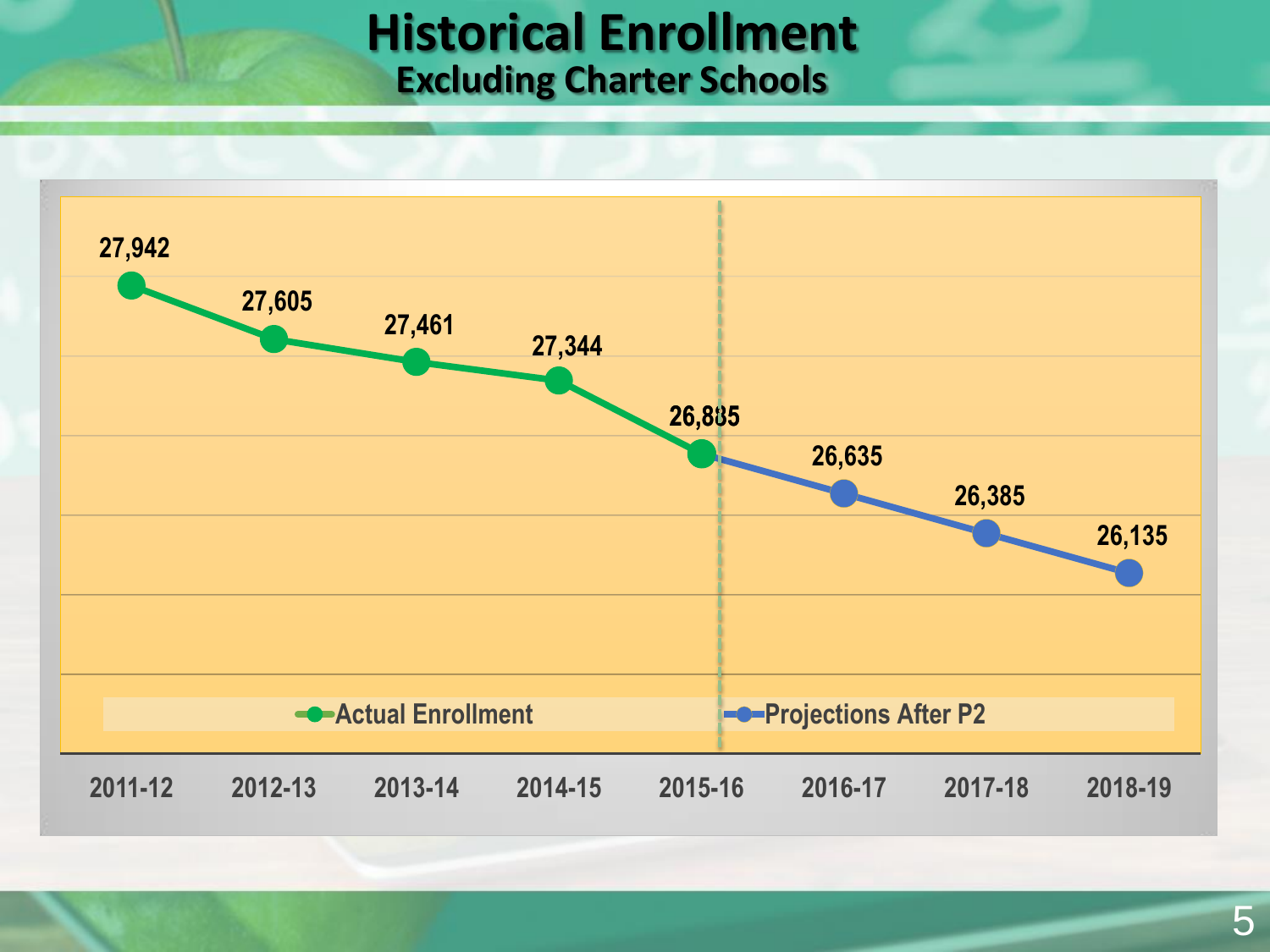# Historical Enrollment
## Excluding Charter Schools

| Year | Actual Enrollment | Projections After P2 |
|---|---|---|
| 2011-12 | 27,942 | |
| 2012-13 | 27,605 | |
| 2013-14 | 27,461 | |
| 2014-15 | 27,344 | |
| 2015-16 | 26,885 | |
| 2016-17 | | 26,635 |
| 2017-18 | | 26,385 |
| 2018-19 | | 26,135 |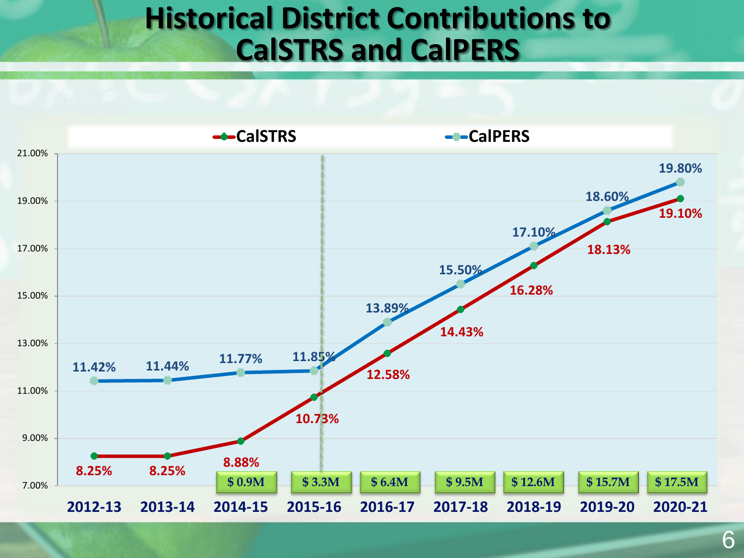# Historical District Contributions to CalSTRS and CalPERS

| Year | CalSTRS | CalPERS | District Contribution |
|---|---|---|---|
| 2012-13 | 8.25% | 11.42% | |
| 2013-14 | 8.25% | 11.44% | |
| 2014-15 | 8.88% | 11.77% | $ 0.9M |
| 2015-16 | 10.73% | 11.85% | $ 3.3M |
| 2016-17 | 12.58% | 13.89% | $ 6.4M |
| 2017-18 | 14.43% | 15.50% | $ 9.5M |
| 2018-19 | 16.28% | 17.10% | $ 12.6M |
| 2019-20 | 18.13% | 18.60% | $ 15.7M |
| 2020-21 | 19.10% | 19.80% | $ 17.5M |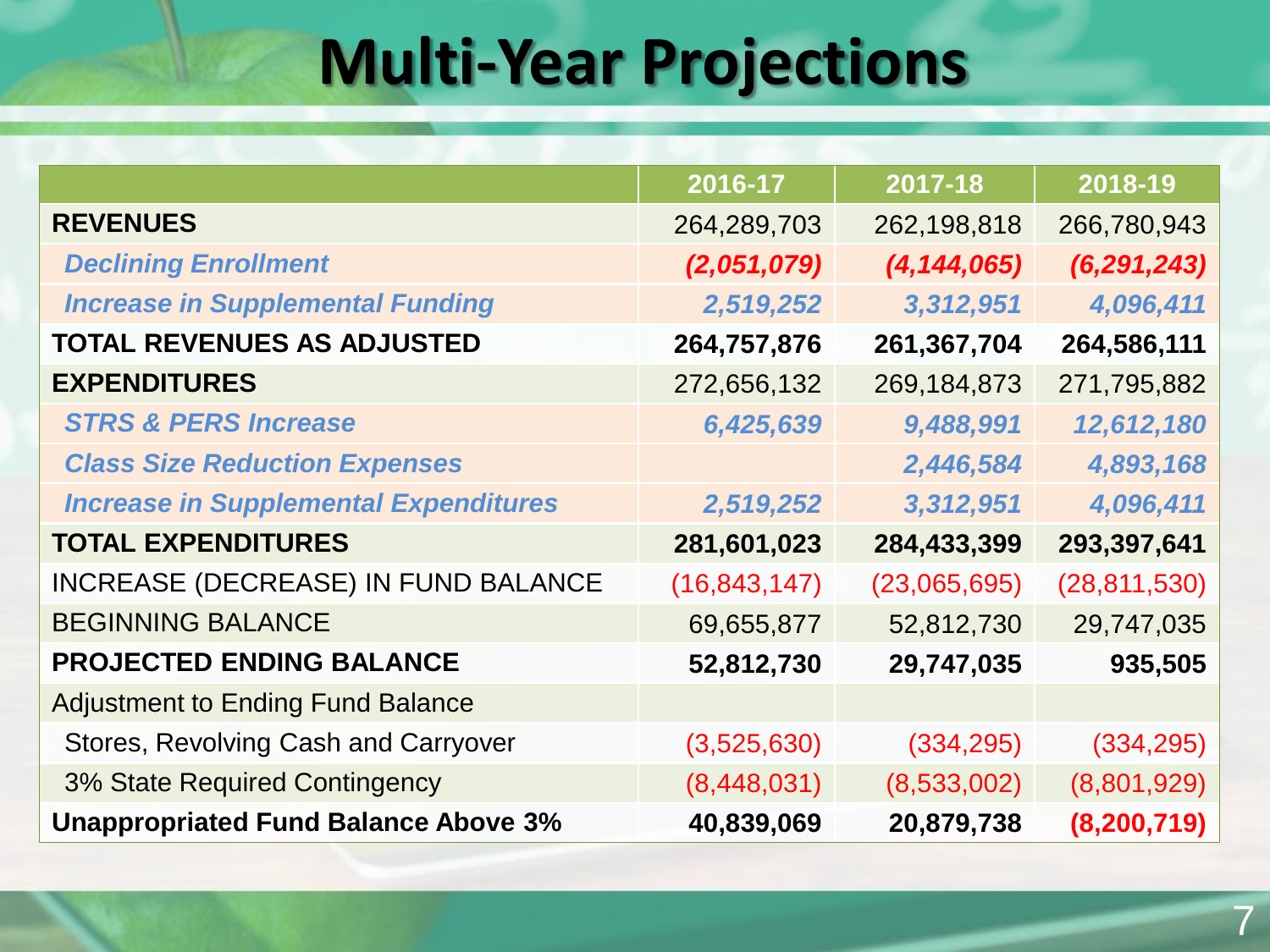# Multi-Year Projections

| | 2016-17 | 2017-18 | 2018-19 |
|---|---|---|---|
| **REVENUES** | 264,289,703 | 262,198,818 | 266,780,943 |
| ***Declining Enrollment*** | ***(2,051,079)*** | ***(4,144,065)*** | ***(6,291,243)*** |
| ***Increase in Supplemental Funding*** | ***2,519,252*** | ***3,312,951*** | ***4,096,411*** |
| **TOTAL REVENUES AS ADJUSTED** | **264,757,876** | **261,367,704** | **264,586,111** |
| **EXPENDITURES** | 272,656,132 | 269,184,873 | 271,795,882 |
| ***STRS & PERS Increase*** | ***6,425,639*** | ***9,488,991*** | ***12,612,180*** |
| ***Class Size Reduction Expenses*** | | ***2,446,584*** | ***4,893,168*** |
| ***Increase in Supplemental Expenditures*** | ***2,519,252*** | ***3,312,951*** | ***4,096,411*** |
| **TOTAL EXPENDITURES** | **281,601,023** | **284,433,399** | **293,397,641** |
| INCREASE (DECREASE) IN FUND BALANCE | (16,843,147) | (23,065,695) | (28,811,530) |
| BEGINNING BALANCE | 69,655,877 | 52,812,730 | 29,747,035 |
| **PROJECTED ENDING BALANCE** | **52,812,730** | **29,747,035** | **935,505** |
| Adjustment to Ending Fund Balance | | | |
| Stores, Revolving Cash and Carryover | (3,525,630) | (334,295) | (334,295) |
| 3% State Required Contingency | (8,448,031) | (8,533,002) | (8,801,929) |
| **Unappropriated Fund Balance Above 3%** | **40,839,069** | **20,879,738** | **(8,200,719)** |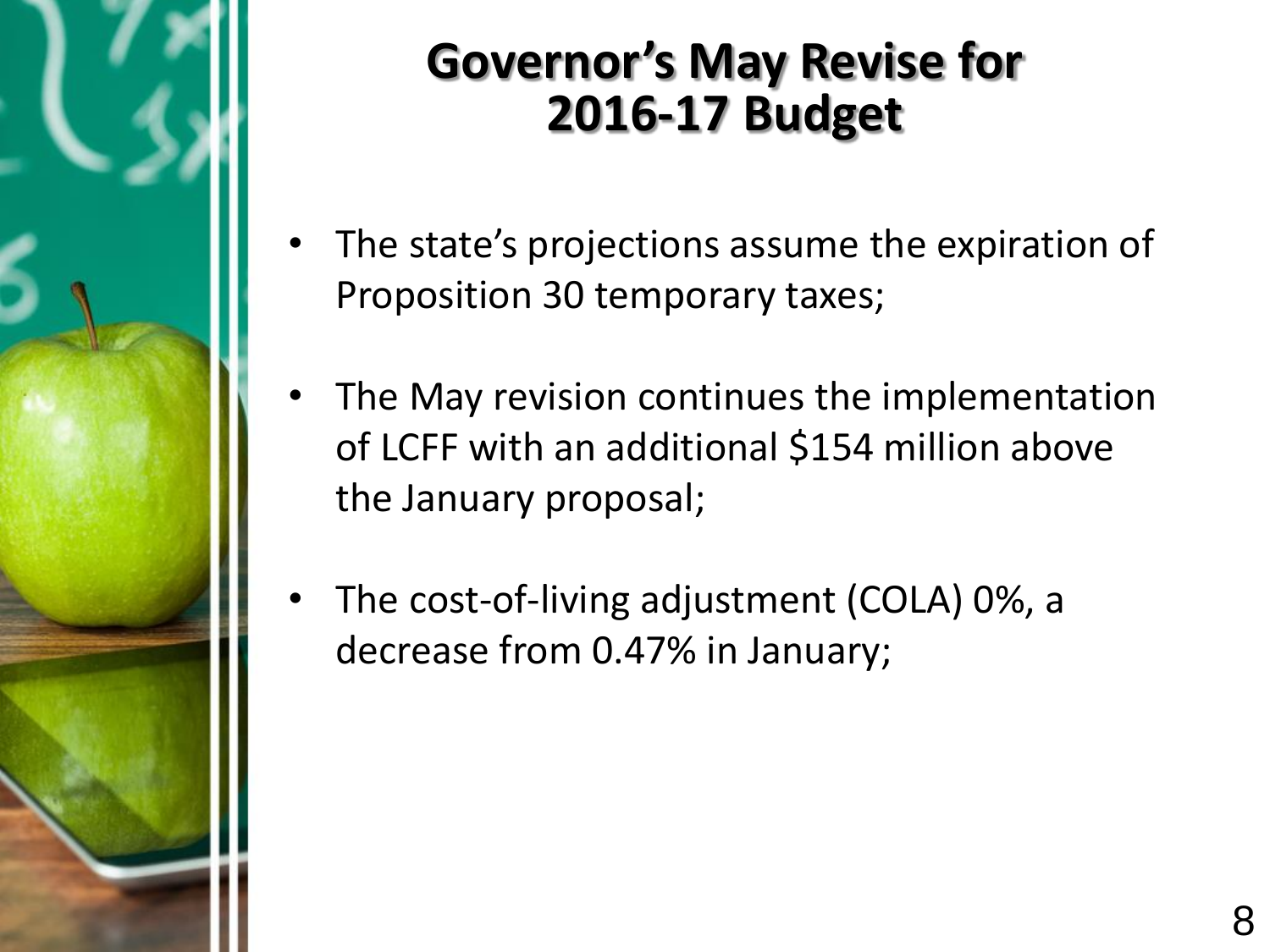# Governor's May Revise for 2016-17 Budget

- The state's projections assume the expiration of Proposition 30 temporary taxes;
- The May revision continues the implementation of LCFF with an additional $154 million above the January proposal;
- The cost-of-living adjustment (COLA) 0%, a decrease from 0.47% in January;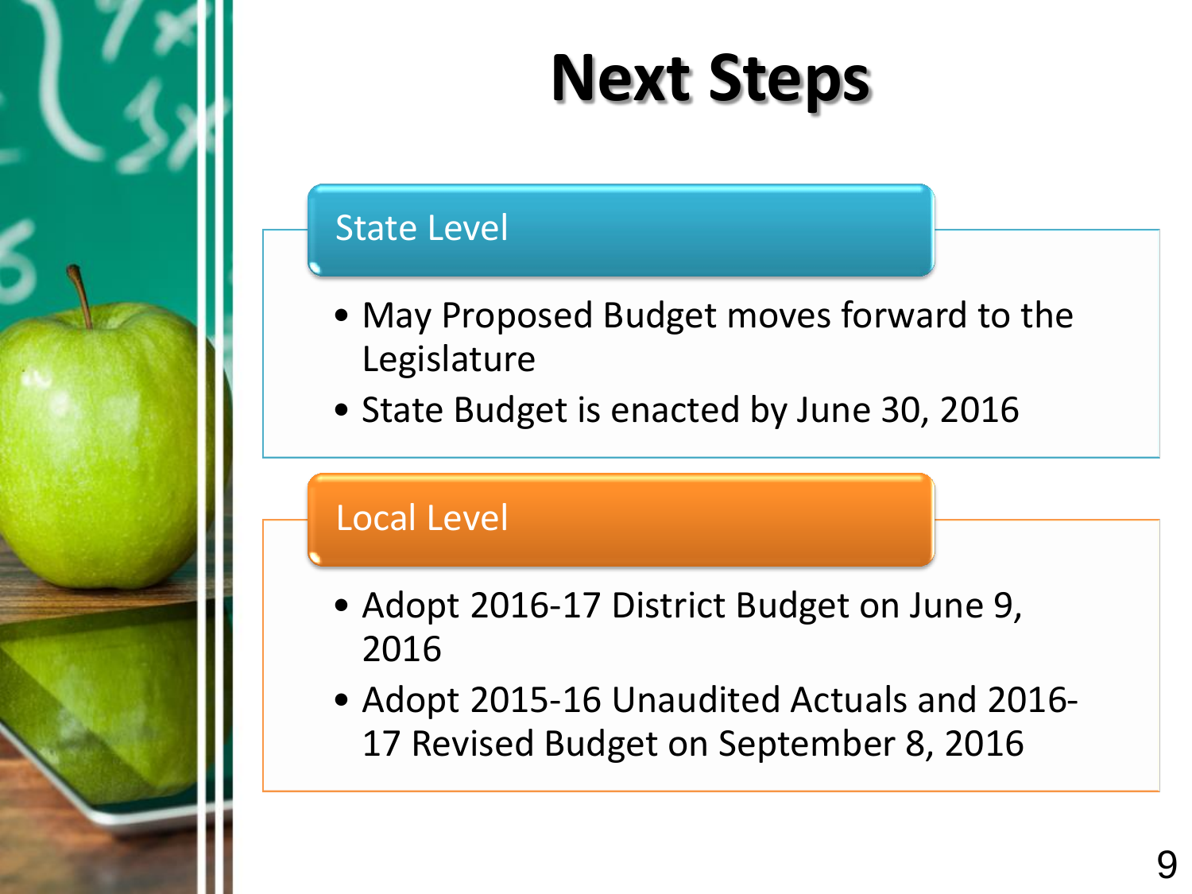# Next Steps

## State Level

- May Proposed Budget moves forward to the Legislature
- State Budget is enacted by June 30, 2016

## Local Level

- Adopt 2016-17 District Budget on June 9, 2016
- Adopt 2015-16 Unaudited Actuals and 2016-17 Revised Budget on September 8, 2016